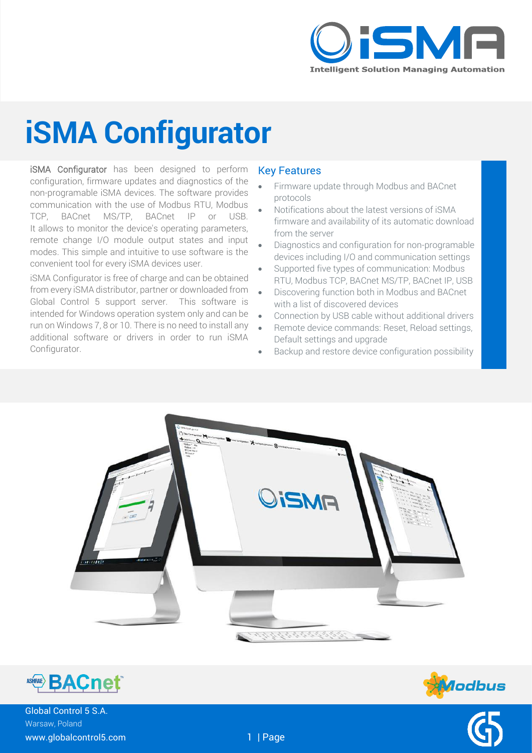# iSMA Configurator

iSMA Configurator has been designed to perform configuration, firmware updates and diagnostics of the non-programable iSMA devices. The software provides communication with the use of Modbus RTU, Modbus TCP, BACnet MS/TP, BACnet IP or USB. It allows to monitor the device's operating parameters, remote change I/O module output states and input modes. This simple and intuitive to use software is the convenient tool for every iSMA devices user.

iSMA Configurator is free of charge and can be obtained from every iSMA distributor, partner or downloaded from Global Control 5 support server. This software is intended for Windows operation system only and can be run on Windows 7, 8 or 10. There is no need to install any additional software or drivers in order to run iSMA Configurator.

## Key Features

- Firmware update through Modbus and BACnet protocols
- Notifications about the latest versions of iSMA firmware and availability of its automatic download from the server
- Diagnostics and configuration for non-programable devices including I/O and communication settings
- Supported five types of communication: Modbus RTU, Modbus TCP, BACnet MS/TP, BACnet IP, USB
- Discovering function both in Modbus and BACnet with a list of discovered devices
- Connection by USB cable without additional drivers
- Remote device commands: Reset, Reload settings, Default settings and upgrade
- Backup and restore device configuration possibility

Global Control 5 S.A.
Warsaw, Poland
www.globalcontrol5.com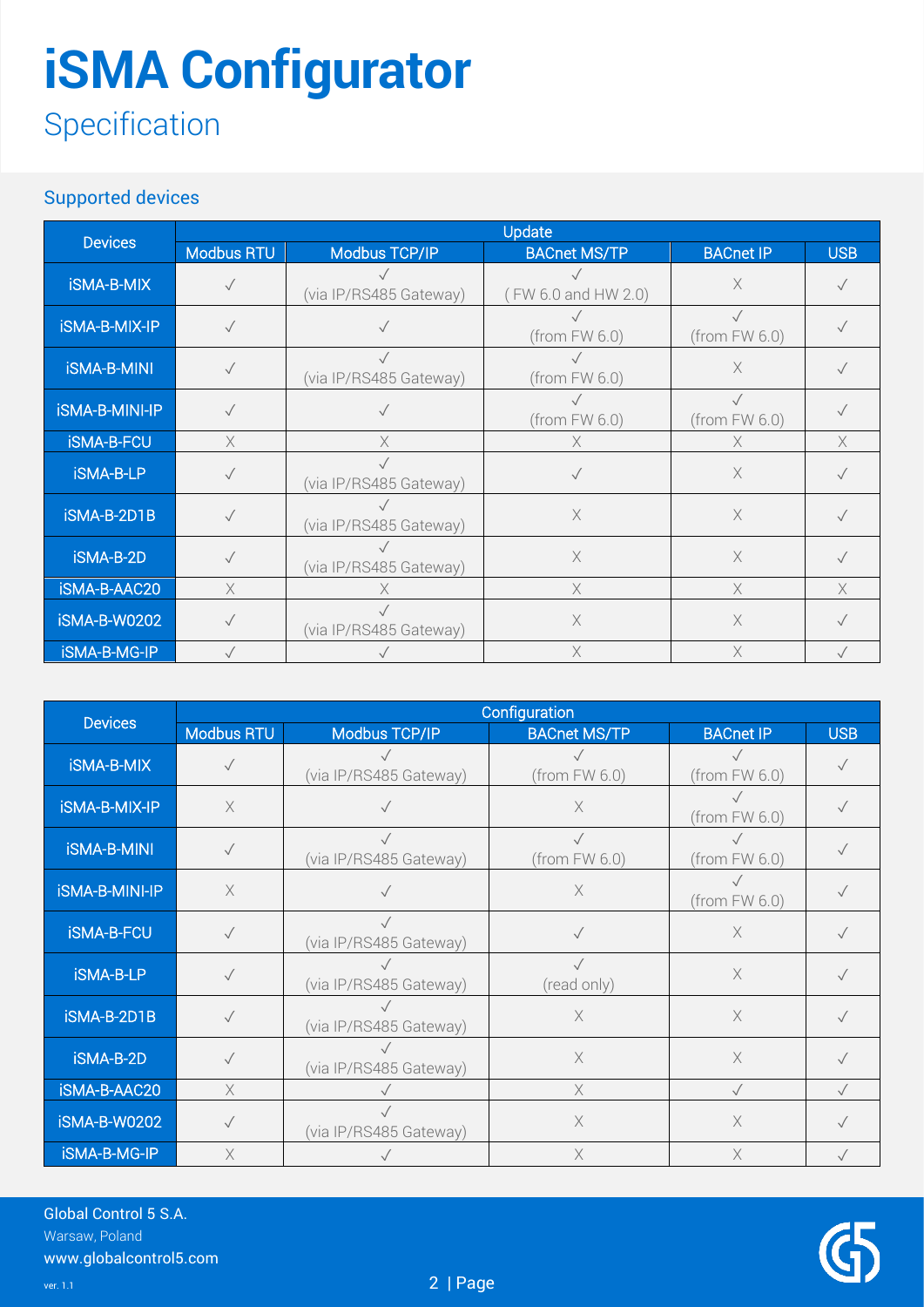# iSMA Configurator

Specification

## Supported devices

| Devices | Update | | | | |
|---|---|---|---|---|---|
| | Modbus RTU | Modbus TCP/IP | BACnet MS/TP | BACnet IP | USB |
| iSMA-B-MIX | √ | √ (via IP/RS485 Gateway) | √ ( FW 6.0 and HW 2.0) | X | √ |
| iSMA-B-MIX-IP | √ | √ | √ (from FW 6.0) | √ (from FW 6.0) | √ |
| iSMA-B-MINI | √ | √ (via IP/RS485 Gateway) | √ (from FW 6.0) | X | √ |
| iSMA-B-MINI-IP | √ | √ | √ (from FW 6.0) | √ (from FW 6.0) | √ |
| iSMA-B-FCU | X | X | X | X | X |
| iSMA-B-LP | √ | √ (via IP/RS485 Gateway) | √ | X | √ |
| iSMA-B-2D1B | √ | √ (via IP/RS485 Gateway) | X | X | √ |
| iSMA-B-2D | √ | √ (via IP/RS485 Gateway) | X | X | √ |
| iSMA-B-AAC20 | X | X | X | X | X |
| iSMA-B-W0202 | √ | √ (via IP/RS485 Gateway) | X | X | √ |
| iSMA-B-MG-IP | √ | √ | X | X | √ |

| Devices | Configuration | | | | |
|---|---|---|---|---|---|
| | Modbus RTU | Modbus TCP/IP | BACnet MS/TP | BACnet IP | USB |
| iSMA-B-MIX | √ | √ (via IP/RS485 Gateway) | √ (from FW 6.0) | √ (from FW 6.0) | √ |
| iSMA-B-MIX-IP | X | √ | X | √ (from FW 6.0) | √ |
| iSMA-B-MINI | √ | √ (via IP/RS485 Gateway) | √ (from FW 6.0) | √ (from FW 6.0) | √ |
| iSMA-B-MINI-IP | X | √ | X | √ (from FW 6.0) | √ |
| iSMA-B-FCU | √ | √ (via IP/RS485 Gateway) | √ | X | √ |
| iSMA-B-LP | √ | √ (via IP/RS485 Gateway) | √ (read only) | X | √ |
| iSMA-B-2D1B | √ | √ (via IP/RS485 Gateway) | X | X | √ |
| iSMA-B-2D | √ | √ (via IP/RS485 Gateway) | X | X | √ |
| iSMA-B-AAC20 | X | √ | X | √ | √ |
| iSMA-B-W0202 | √ | √ (via IP/RS485 Gateway) | X | X | √ |
| iSMA-B-MG-IP | X | √ | X | X | √ |

Global Control 5 S.A.
Warsaw, Poland
www.globalcontrol5.com

ver. 1.1